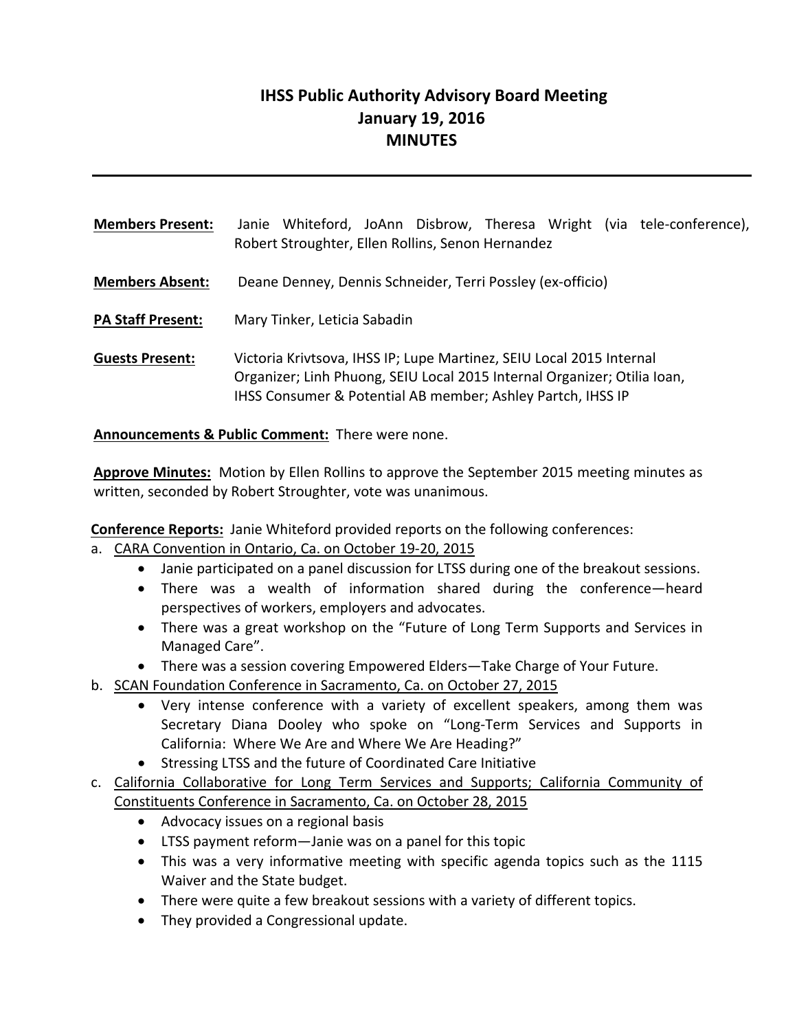# IHSS Public Authority Advisory Board Meeting
# January 19, 2016
# MINUTES

---

**Members Present:** Janie Whiteford, JoAnn Disbrow, Theresa Wright (via tele-conference), Robert Stroughter, Ellen Rollins, Senon Hernandez

**Members Absent:** Deane Denney, Dennis Schneider, Terri Possley (ex-officio)

**PA Staff Present:** Mary Tinker, Leticia Sabadin

**Guests Present:** Victoria Krivtsova, IHSS IP; Lupe Martinez, SEIU Local 2015 Internal Organizer; Linh Phuong, SEIU Local 2015 Internal Organizer; Otilia Ioan, IHSS Consumer & Potential AB member; Ashley Partch, IHSS IP

**Announcements & Public Comment:** There were none.

**Approve Minutes:** Motion by Ellen Rollins to approve the September 2015 meeting minutes as written, seconded by Robert Stroughter, vote was unanimous.

**Conference Reports:** Janie Whiteford provided reports on the following conferences:

a. CARA Convention in Ontario, Ca. on October 19-20, 2015
   - Janie participated on a panel discussion for LTSS during one of the breakout sessions.
   - There was a wealth of information shared during the conference—heard perspectives of workers, employers and advocates.
   - There was a great workshop on the "Future of Long Term Supports and Services in Managed Care".
   - There was a session covering Empowered Elders—Take Charge of Your Future.

b. SCAN Foundation Conference in Sacramento, Ca. on October 27, 2015
   - Very intense conference with a variety of excellent speakers, among them was Secretary Diana Dooley who spoke on "Long-Term Services and Supports in California: Where We Are and Where We Are Heading?"
   - Stressing LTSS and the future of Coordinated Care Initiative

c. California Collaborative for Long Term Services and Supports; California Community of Constituents Conference in Sacramento, Ca. on October 28, 2015
   - Advocacy issues on a regional basis
   - LTSS payment reform—Janie was on a panel for this topic
   - This was a very informative meeting with specific agenda topics such as the 1115 Waiver and the State budget.
   - There were quite a few breakout sessions with a variety of different topics.
   - They provided a Congressional update.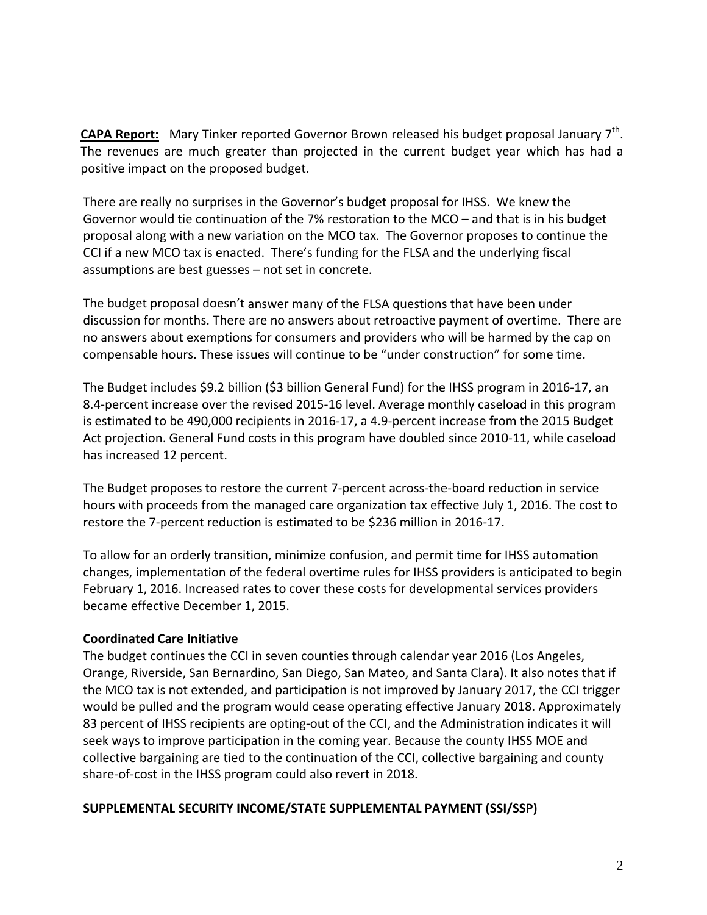**CAPA Report:** Mary Tinker reported Governor Brown released his budget proposal January 7th. The revenues are much greater than projected in the current budget year which has had a positive impact on the proposed budget.

There are really no surprises in the Governor's budget proposal for IHSS. We knew the Governor would tie continuation of the 7% restoration to the MCO – and that is in his budget proposal along with a new variation on the MCO tax. The Governor proposes to continue the CCI if a new MCO tax is enacted. There's funding for the FLSA and the underlying fiscal assumptions are best guesses – not set in concrete.

The budget proposal doesn't answer many of the FLSA questions that have been under discussion for months. There are no answers about retroactive payment of overtime. There are no answers about exemptions for consumers and providers who will be harmed by the cap on compensable hours. These issues will continue to be "under construction" for some time.

The Budget includes $9.2 billion ($3 billion General Fund) for the IHSS program in 2016-17, an 8.4-percent increase over the revised 2015-16 level. Average monthly caseload in this program is estimated to be 490,000 recipients in 2016-17, a 4.9-percent increase from the 2015 Budget Act projection. General Fund costs in this program have doubled since 2010-11, while caseload has increased 12 percent.

The Budget proposes to restore the current 7-percent across-the-board reduction in service hours with proceeds from the managed care organization tax effective July 1, 2016. The cost to restore the 7-percent reduction is estimated to be $236 million in 2016-17.

To allow for an orderly transition, minimize confusion, and permit time for IHSS automation changes, implementation of the federal overtime rules for IHSS providers is anticipated to begin February 1, 2016. Increased rates to cover these costs for developmental services providers became effective December 1, 2015.

**Coordinated Care Initiative**

The budget continues the CCI in seven counties through calendar year 2016 (Los Angeles, Orange, Riverside, San Bernardino, San Diego, San Mateo, and Santa Clara). It also notes that if the MCO tax is not extended, and participation is not improved by January 2017, the CCI trigger would be pulled and the program would cease operating effective January 2018. Approximately 83 percent of IHSS recipients are opting-out of the CCI, and the Administration indicates it will seek ways to improve participation in the coming year. Because the county IHSS MOE and collective bargaining are tied to the continuation of the CCI, collective bargaining and county share-of-cost in the IHSS program could also revert in 2018.

**SUPPLEMENTAL SECURITY INCOME/STATE SUPPLEMENTAL PAYMENT (SSI/SSP)**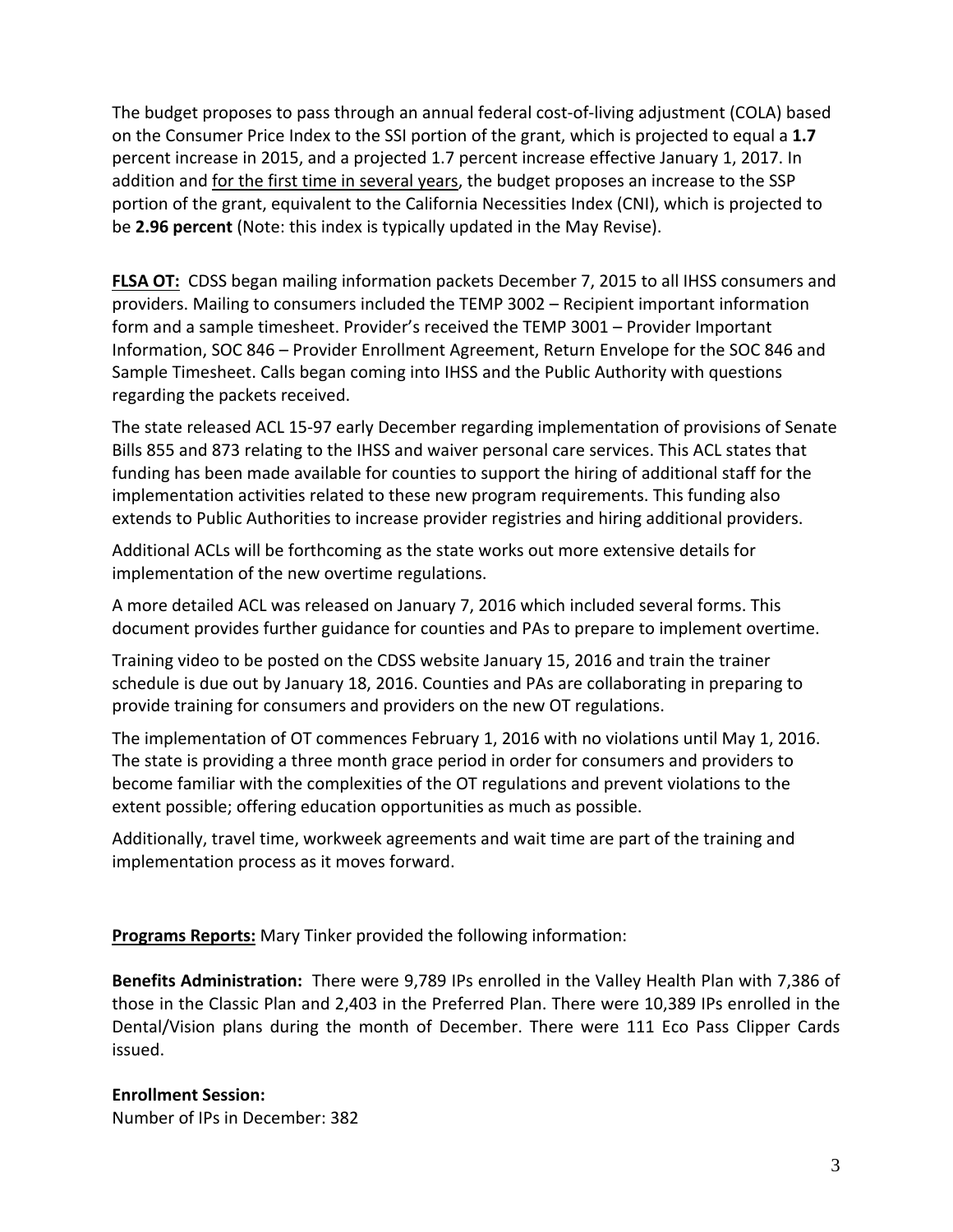The budget proposes to pass through an annual federal cost-of-living adjustment (COLA) based on the Consumer Price Index to the SSI portion of the grant, which is projected to equal a **1.7** percent increase in 2015, and a projected 1.7 percent increase effective January 1, 2017. In addition and <u>for the first time in several years</u>, the budget proposes an increase to the SSP portion of the grant, equivalent to the California Necessities Index (CNI), which is projected to be **2.96 percent** (Note: this index is typically updated in the May Revise).

**<u>FLSA OT:</u>** CDSS began mailing information packets December 7, 2015 to all IHSS consumers and providers. Mailing to consumers included the TEMP 3002 – Recipient important information form and a sample timesheet. Provider's received the TEMP 3001 – Provider Important Information, SOC 846 – Provider Enrollment Agreement, Return Envelope for the SOC 846 and Sample Timesheet. Calls began coming into IHSS and the Public Authority with questions regarding the packets received.

The state released ACL 15-97 early December regarding implementation of provisions of Senate Bills 855 and 873 relating to the IHSS and waiver personal care services. This ACL states that funding has been made available for counties to support the hiring of additional staff for the implementation activities related to these new program requirements. This funding also extends to Public Authorities to increase provider registries and hiring additional providers.

Additional ACLs will be forthcoming as the state works out more extensive details for implementation of the new overtime regulations.

A more detailed ACL was released on January 7, 2016 which included several forms. This document provides further guidance for counties and PAs to prepare to implement overtime.

Training video to be posted on the CDSS website January 15, 2016 and train the trainer schedule is due out by January 18, 2016. Counties and PAs are collaborating in preparing to provide training for consumers and providers on the new OT regulations.

The implementation of OT commences February 1, 2016 with no violations until May 1, 2016. The state is providing a three month grace period in order for consumers and providers to become familiar with the complexities of the OT regulations and prevent violations to the extent possible; offering education opportunities as much as possible.

Additionally, travel time, workweek agreements and wait time are part of the training and implementation process as it moves forward.

**<u>Programs Reports:</u>** Mary Tinker provided the following information:

**Benefits Administration:** There were 9,789 IPs enrolled in the Valley Health Plan with 7,386 of those in the Classic Plan and 2,403 in the Preferred Plan. There were 10,389 IPs enrolled in the Dental/Vision plans during the month of December. There were 111 Eco Pass Clipper Cards issued.

**Enrollment Session:**
Number of IPs in December: 382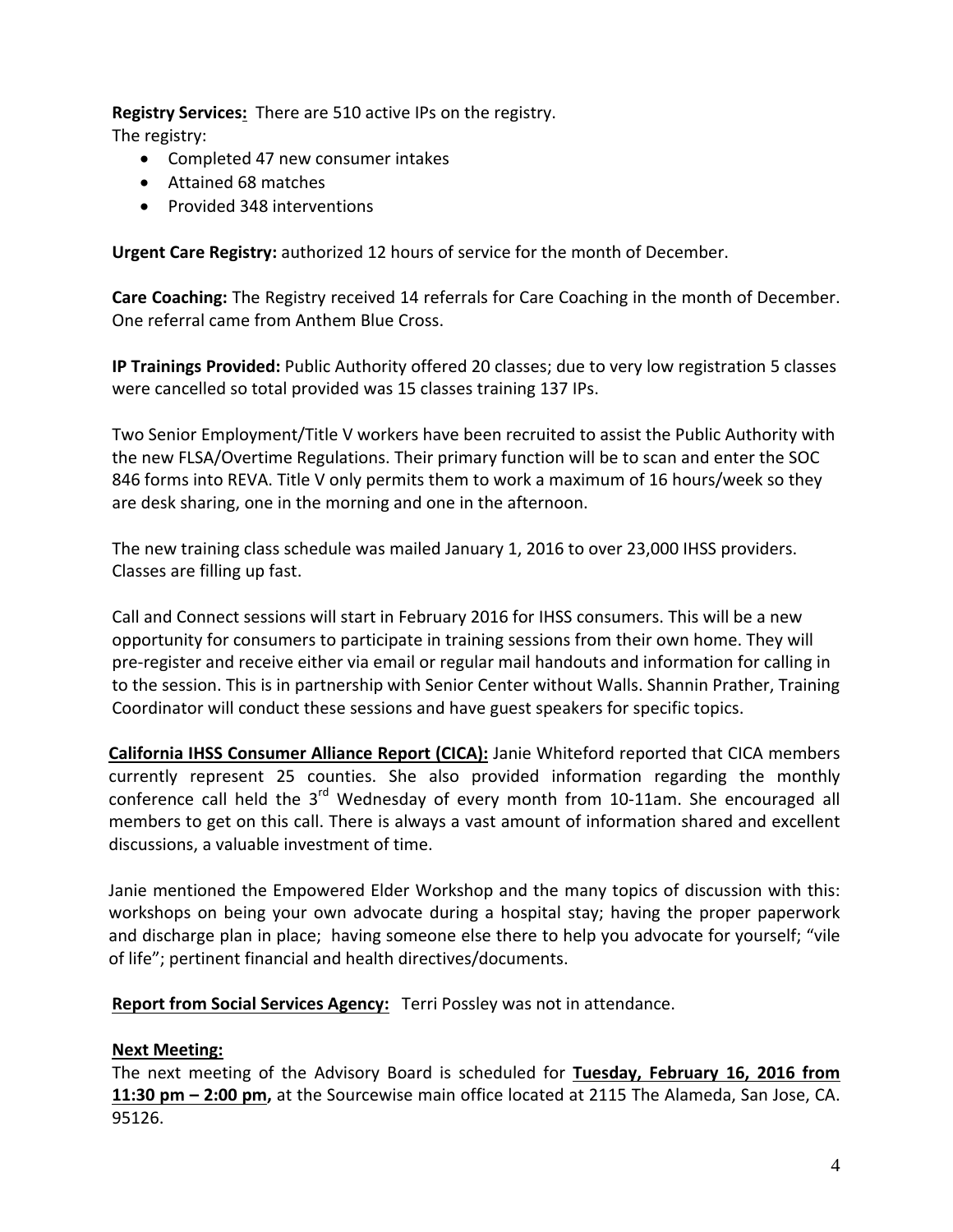**Registry Services:** There are 510 active IPs on the registry.
The registry:

- Completed 47 new consumer intakes
- Attained 68 matches
- Provided 348 interventions

**Urgent Care Registry:** authorized 12 hours of service for the month of December.

**Care Coaching:** The Registry received 14 referrals for Care Coaching in the month of December. One referral came from Anthem Blue Cross.

**IP Trainings Provided:** Public Authority offered 20 classes; due to very low registration 5 classes were cancelled so total provided was 15 classes training 137 IPs.

Two Senior Employment/Title V workers have been recruited to assist the Public Authority with the new FLSA/Overtime Regulations. Their primary function will be to scan and enter the SOC 846 forms into REVA. Title V only permits them to work a maximum of 16 hours/week so they are desk sharing, one in the morning and one in the afternoon.

The new training class schedule was mailed January 1, 2016 to over 23,000 IHSS providers. Classes are filling up fast.

Call and Connect sessions will start in February 2016 for IHSS consumers. This will be a new opportunity for consumers to participate in training sessions from their own home. They will pre-register and receive either via email or regular mail handouts and information for calling in to the session. This is in partnership with Senior Center without Walls. Shannin Prather, Training Coordinator will conduct these sessions and have guest speakers for specific topics.

**California IHSS Consumer Alliance Report (CICA):** Janie Whiteford reported that CICA members currently represent 25 counties. She also provided information regarding the monthly conference call held the 3rd Wednesday of every month from 10-11am. She encouraged all members to get on this call. There is always a vast amount of information shared and excellent discussions, a valuable investment of time.

Janie mentioned the Empowered Elder Workshop and the many topics of discussion with this: workshops on being your own advocate during a hospital stay; having the proper paperwork and discharge plan in place; having someone else there to help you advocate for yourself; "vile of life"; pertinent financial and health directives/documents.

**Report from Social Services Agency:** Terri Possley was not in attendance.

**Next Meeting:**
The next meeting of the Advisory Board is scheduled for **Tuesday, February 16, 2016 from 11:30 pm – 2:00 pm,** at the Sourcewise main office located at 2115 The Alameda, San Jose, CA. 95126.